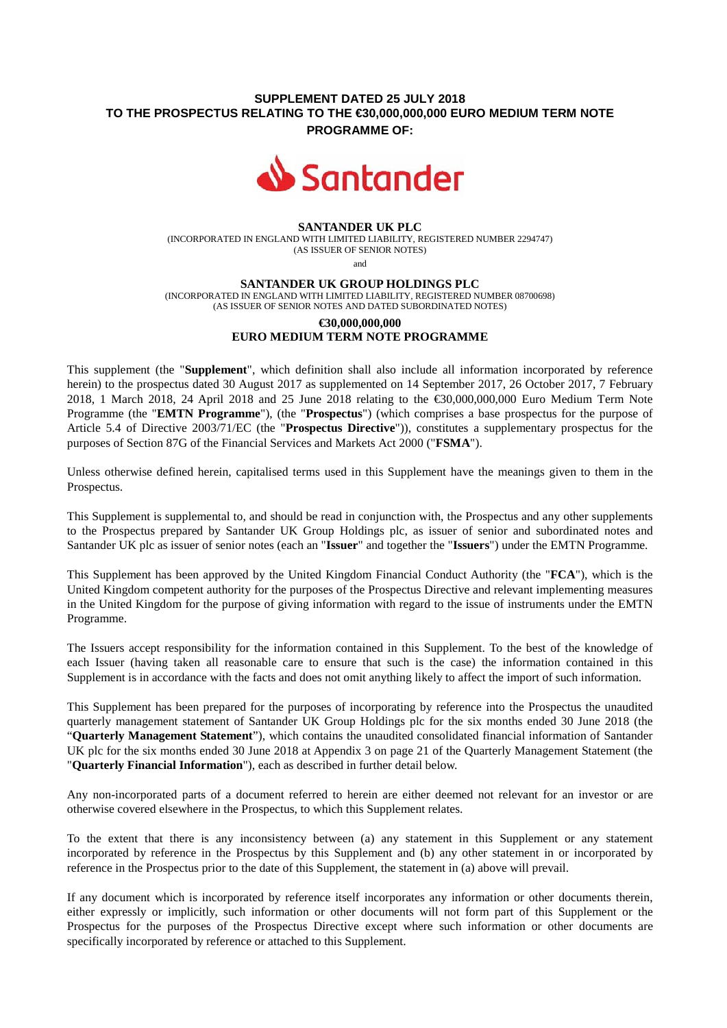**SUPPLEMENT DATED 25 JULY 2018**
**TO THE PROSPECTUS RELATING TO THE €30,000,000,000 EURO MEDIUM TERM NOTE PROGRAMME OF:**

**SANTANDER UK PLC**
(INCORPORATED IN ENGLAND WITH LIMITED LIABILITY, REGISTERED NUMBER 2294747)
(AS ISSUER OF SENIOR NOTES)

and

**SANTANDER UK GROUP HOLDINGS PLC**
(INCORPORATED IN ENGLAND WITH LIMITED LIABILITY, REGISTERED NUMBER 08700698)
(AS ISSUER OF SENIOR NOTES AND DATED SUBORDINATED NOTES)

**€30,000,000,000**
**EURO MEDIUM TERM NOTE PROGRAMME**

This supplement (the "**Supplement**", which definition shall also include all information incorporated by reference herein) to the prospectus dated 30 August 2017 as supplemented on 14 September 2017, 26 October 2017, 7 February 2018, 1 March 2018, 24 April 2018 and 25 June 2018 relating to the €30,000,000,000 Euro Medium Term Note Programme (the "**EMTN Programme**"), (the "**Prospectus**") (which comprises a base prospectus for the purpose of Article 5.4 of Directive 2003/71/EC (the "**Prospectus Directive**")), constitutes a supplementary prospectus for the purposes of Section 87G of the Financial Services and Markets Act 2000 ("**FSMA**").

Unless otherwise defined herein, capitalised terms used in this Supplement have the meanings given to them in the Prospectus.

This Supplement is supplemental to, and should be read in conjunction with, the Prospectus and any other supplements to the Prospectus prepared by Santander UK Group Holdings plc, as issuer of senior and subordinated notes and Santander UK plc as issuer of senior notes (each an "**Issuer**" and together the "**Issuers**") under the EMTN Programme.

This Supplement has been approved by the United Kingdom Financial Conduct Authority (the "**FCA**"), which is the United Kingdom competent authority for the purposes of the Prospectus Directive and relevant implementing measures in the United Kingdom for the purpose of giving information with regard to the issue of instruments under the EMTN Programme.

The Issuers accept responsibility for the information contained in this Supplement. To the best of the knowledge of each Issuer (having taken all reasonable care to ensure that such is the case) the information contained in this Supplement is in accordance with the facts and does not omit anything likely to affect the import of such information.

This Supplement has been prepared for the purposes of incorporating by reference into the Prospectus the unaudited quarterly management statement of Santander UK Group Holdings plc for the six months ended 30 June 2018 (the "**Quarterly Management Statement**"), which contains the unaudited consolidated financial information of Santander UK plc for the six months ended 30 June 2018 at Appendix 3 on page 21 of the Quarterly Management Statement (the "**Quarterly Financial Information**"), each as described in further detail below.

Any non-incorporated parts of a document referred to herein are either deemed not relevant for an investor or are otherwise covered elsewhere in the Prospectus, to which this Supplement relates.

To the extent that there is any inconsistency between (a) any statement in this Supplement or any statement incorporated by reference in the Prospectus by this Supplement and (b) any other statement in or incorporated by reference in the Prospectus prior to the date of this Supplement, the statement in (a) above will prevail.

If any document which is incorporated by reference itself incorporates any information or other documents therein, either expressly or implicitly, such information or other documents will not form part of this Supplement or the Prospectus for the purposes of the Prospectus Directive except where such information or other documents are specifically incorporated by reference or attached to this Supplement.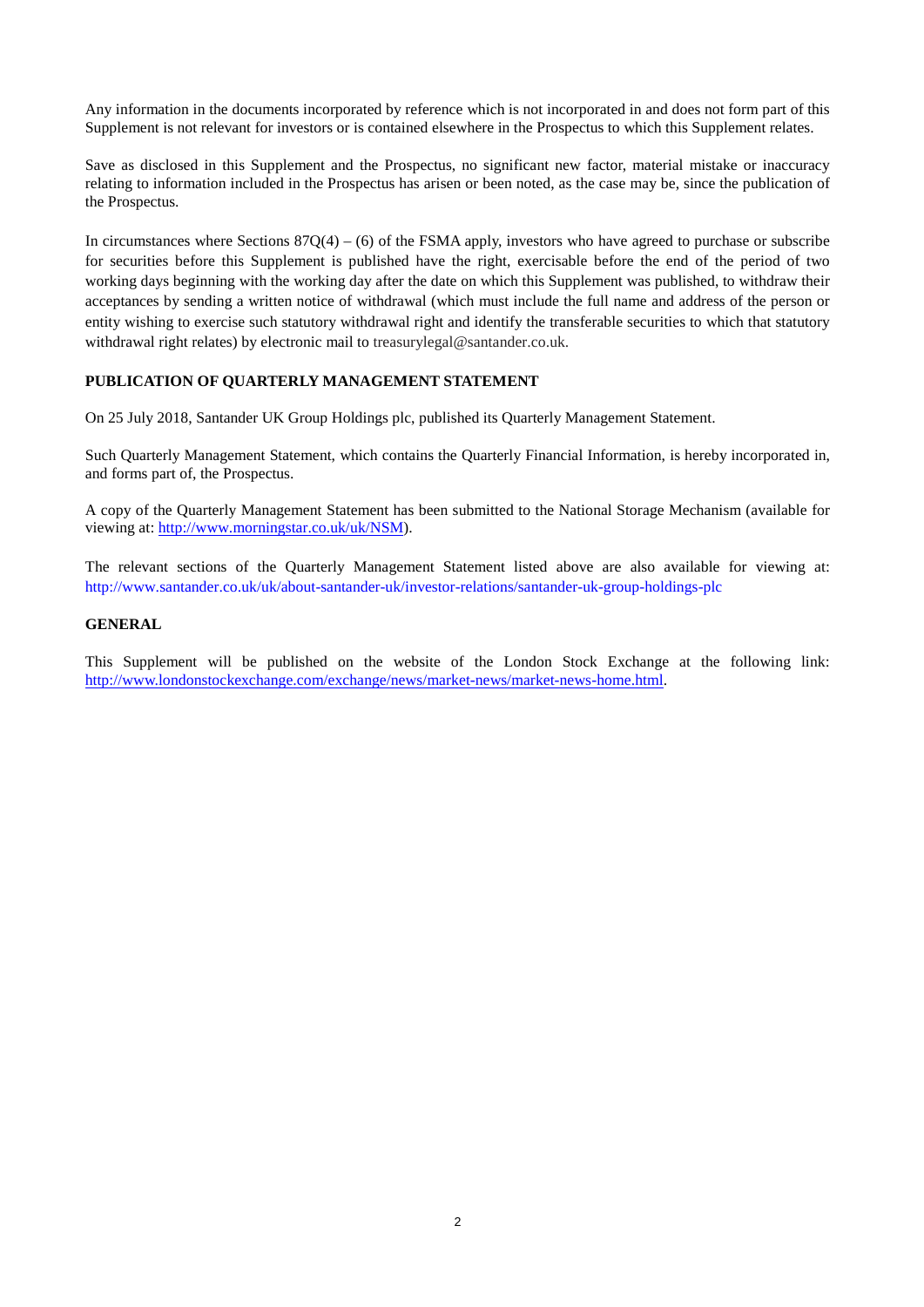Any information in the documents incorporated by reference which is not incorporated in and does not form part of this Supplement is not relevant for investors or is contained elsewhere in the Prospectus to which this Supplement relates.

Save as disclosed in this Supplement and the Prospectus, no significant new factor, material mistake or inaccuracy relating to information included in the Prospectus has arisen or been noted, as the case may be, since the publication of the Prospectus.

In circumstances where Sections 87Q(4) – (6) of the FSMA apply, investors who have agreed to purchase or subscribe for securities before this Supplement is published have the right, exercisable before the end of the period of two working days beginning with the working day after the date on which this Supplement was published, to withdraw their acceptances by sending a written notice of withdrawal (which must include the full name and address of the person or entity wishing to exercise such statutory withdrawal right and identify the transferable securities to which that statutory withdrawal right relates) by electronic mail to treasurylegal@santander.co.uk.

**PUBLICATION OF QUARTERLY MANAGEMENT STATEMENT**

On 25 July 2018, Santander UK Group Holdings plc, published its Quarterly Management Statement.

Such Quarterly Management Statement, which contains the Quarterly Financial Information, is hereby incorporated in, and forms part of, the Prospectus.

A copy of the Quarterly Management Statement has been submitted to the National Storage Mechanism (available for viewing at: http://www.morningstar.co.uk/uk/NSM).

The relevant sections of the Quarterly Management Statement listed above are also available for viewing at: http://www.santander.co.uk/uk/about-santander-uk/investor-relations/santander-uk-group-holdings-plc

**GENERAL**

This Supplement will be published on the website of the London Stock Exchange at the following link: http://www.londonstockexchange.com/exchange/news/market-news/market-news-home.html.